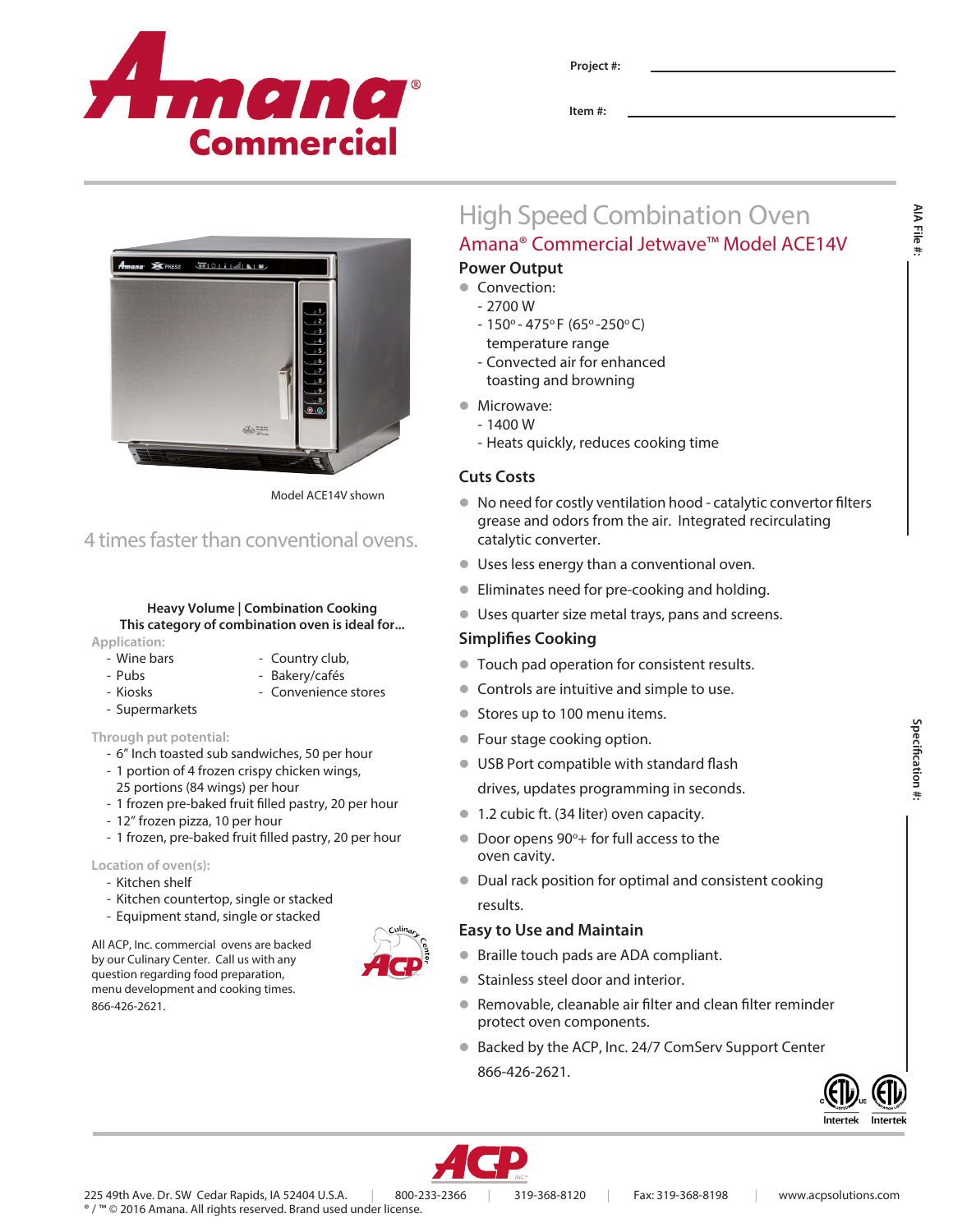Project #:

Item #:

AIA File #:

Specification #:

Model ACE14V shown

## 4 times faster than conventional ovens.

**Heavy Volume | Combination Cooking**
**This category of combination oven is ideal for...**

Application:
- Wine bars
- Pubs
- Kiosks
- Supermarkets
- Country club,
- Bakery/cafés
- Convenience stores

Through put potential:
- 6" Inch toasted sub sandwiches, 50 per hour
- 1 portion of 4 frozen crispy chicken wings, 25 portions (84 wings) per hour
- 1 frozen pre-baked fruit filled pastry, 20 per hour
- 12" frozen pizza, 10 per hour
- 1 frozen, pre-baked fruit filled pastry, 20 per hour

Location of oven(s):
- Kitchen shelf
- Kitchen countertop, single or stacked
- Equipment stand, single or stacked

All ACP, Inc. commercial ovens are backed by our Culinary Center. Call us with any question regarding food preparation, menu development and cooking times. 866-426-2621.

# High Speed Combination Oven

## Amana® Commercial Jetwave™ Model ACE14V

### Power Output

- Convection:
  - 2700 W
  - 150°- 475°F (65°-250°C) temperature range
  - Convected air for enhanced toasting and browning
- Microwave:
  - 1400 W
  - Heats quickly, reduces cooking time

### Cuts Costs

- No need for costly ventilation hood - catalytic convertor filters grease and odors from the air. Integrated recirculating catalytic converter.
- Uses less energy than a conventional oven.
- Eliminates need for pre-cooking and holding.
- Uses quarter size metal trays, pans and screens.

### Simplifies Cooking

- Touch pad operation for consistent results.
- Controls are intuitive and simple to use.
- Stores up to 100 menu items.
- Four stage cooking option.
- USB Port compatible with standard flash drives, updates programming in seconds.
- 1.2 cubic ft. (34 liter) oven capacity.
- Door opens 90°+ for full access to the oven cavity.
- Dual rack position for optimal and consistent cooking results.

### Easy to Use and Maintain

- Braille touch pads are ADA compliant.
- Stainless steel door and interior.
- Removable, cleanable air filter and clean filter reminder protect oven components.
- Backed by the ACP, Inc. 24/7 ComServ Support Center 866-426-2621.

225 49th Ave. Dr. SW Cedar Rapids, IA 52404 U.S.A. | 800-233-2366 | 319-368-8120 | Fax: 319-368-8198 | www.acpsolutions.com

® / ™ © 2016 Amana. All rights reserved. Brand used under license.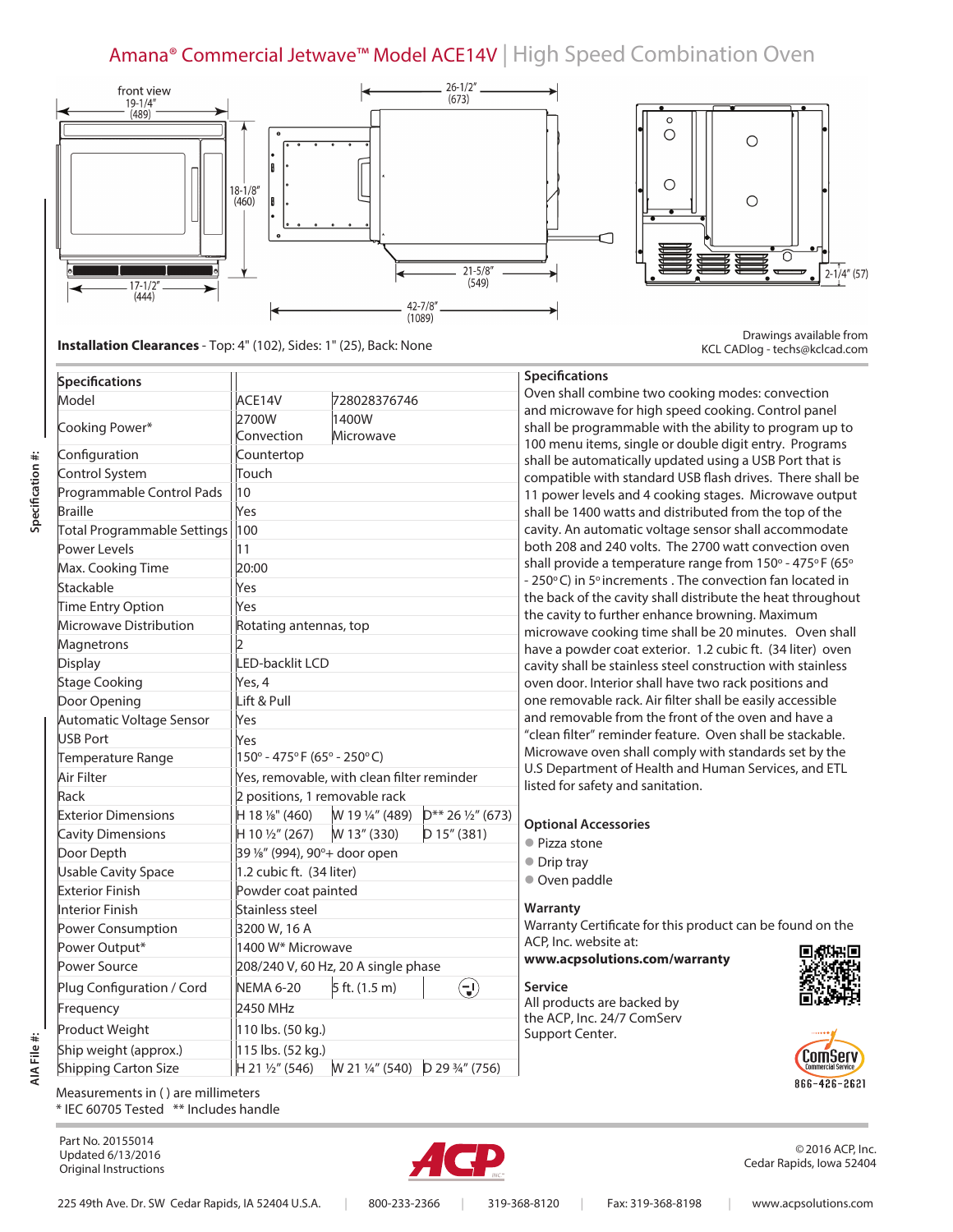# Amana® Commercial Jetwave™ Model ACE14V | High Speed Combination Oven

front view
19-1/4" (489)
18-1/8" (460)
17-1/2" (444)
26-1/2" (673)
21-5/8" (549)
42-7/8" (1089)
2-1/4" (57)

**Installation Clearances** - Top: 4" (102), Sides: 1" (25), Back: None

Drawings available from KCL CADlog - techs@kclcad.com

| Specifications | | | |
|---|---|---|---|
| Model | ACE14V | 728028376746 | |
| Cooking Power* | 2700W Convection | 1400W Microwave | |
| Configuration | Countertop | | |
| Control System | Touch | | |
| Programmable Control Pads | 10 | | |
| Braille | Yes | | |
| Total Programmable Settings | 100 | | |
| Power Levels | 11 | | |
| Max. Cooking Time | 20:00 | | |
| Stackable | Yes | | |
| Time Entry Option | Yes | | |
| Microwave Distribution | Rotating antennas, top | | |
| Magnetrons | 2 | | |
| Display | LED-backlit LCD | | |
| Stage Cooking | Yes, 4 | | |
| Door Opening | Lift & Pull | | |
| Automatic Voltage Sensor | Yes | | |
| USB Port | Yes | | |
| Temperature Range | 150° - 475° F (65° - 250° C) | | |
| Air Filter | Yes, removable, with clean filter reminder | | |
| Rack | 2 positions, 1 removable rack | | |
| Exterior Dimensions | H 18 ⅛" (460) | W 19 ¼" (489) | D** 26 ½" (673) |
| Cavity Dimensions | H 10 ½" (267) | W 13" (330) | D 15" (381) |
| Door Depth | 39 ⅛" (994), 90°+ door open | | |
| Usable Cavity Space | 1.2 cubic ft. (34 liter) | | |
| Exterior Finish | Powder coat painted | | |
| Interior Finish | Stainless steel | | |
| Power Consumption | 3200 W, 16 A | | |
| Power Output* | 1400 W* Microwave | | |
| Power Source | 208/240 V, 60 Hz, 20 A single phase | | |
| Plug Configuration / Cord | NEMA 6-20 | 5 ft. (1.5 m) | |
| Frequency | 2450 MHz | | |
| Product Weight | 110 lbs. (50 kg.) | | |
| Ship weight (approx.) | 115 lbs. (52 kg.) | | |
| Shipping Carton Size | H 21 ½" (546) | W 21 ¼" (540) | D 29 ¾" (756) |

Measurements in ( ) are millimeters
\* IEC 60705 Tested ** Includes handle

## Specifications

Oven shall combine two cooking modes: convection and microwave for high speed cooking. Control panel shall be programmable with the ability to program up to 100 menu items, single or double digit entry. Programs shall be automatically updated using a USB Port that is compatible with standard USB flash drives. There shall be 11 power levels and 4 cooking stages. Microwave output shall be 1400 watts and distributed from the top of the cavity. An automatic voltage sensor shall accommodate both 208 and 240 volts. The 2700 watt convection oven shall provide a temperature range from 150° - 475° F (65° - 250° C) in 5° increments . The convection fan located in the back of the cavity shall distribute the heat throughout the cavity to further enhance browning. Maximum microwave cooking time shall be 20 minutes. Oven shall have a powder coat exterior. 1.2 cubic ft. (34 liter) oven cavity shall be stainless steel construction with stainless oven door. Interior shall have two rack positions and one removable rack. Air filter shall be easily accessible and removable from the front of the oven and have a "clean filter" reminder feature. Oven shall be stackable. Microwave oven shall comply with standards set by the U.S Department of Health and Human Services, and ETL listed for safety and sanitation.

## Optional Accessories

- Pizza stone
- Drip tray
- Oven paddle

## Warranty

Warranty Certificate for this product can be found on the ACP, Inc. website at:
**www.acpsolutions.com/warranty**

## Service

All products are backed by the ACP, Inc. 24/7 ComServ Support Center.

ComServ Commercial Service
866-426-2621

Specification #:
AIA File #:

Part No. 20155014
Updated 6/13/2016
Original Instructions

ACP

© 2016 ACP, Inc.
Cedar Rapids, Iowa 52404

225 49th Ave. Dr. SW Cedar Rapids, IA 52404 U.S.A. | 800-233-2366 | 319-368-8120 | Fax: 319-368-8198 | www.acpsolutions.com